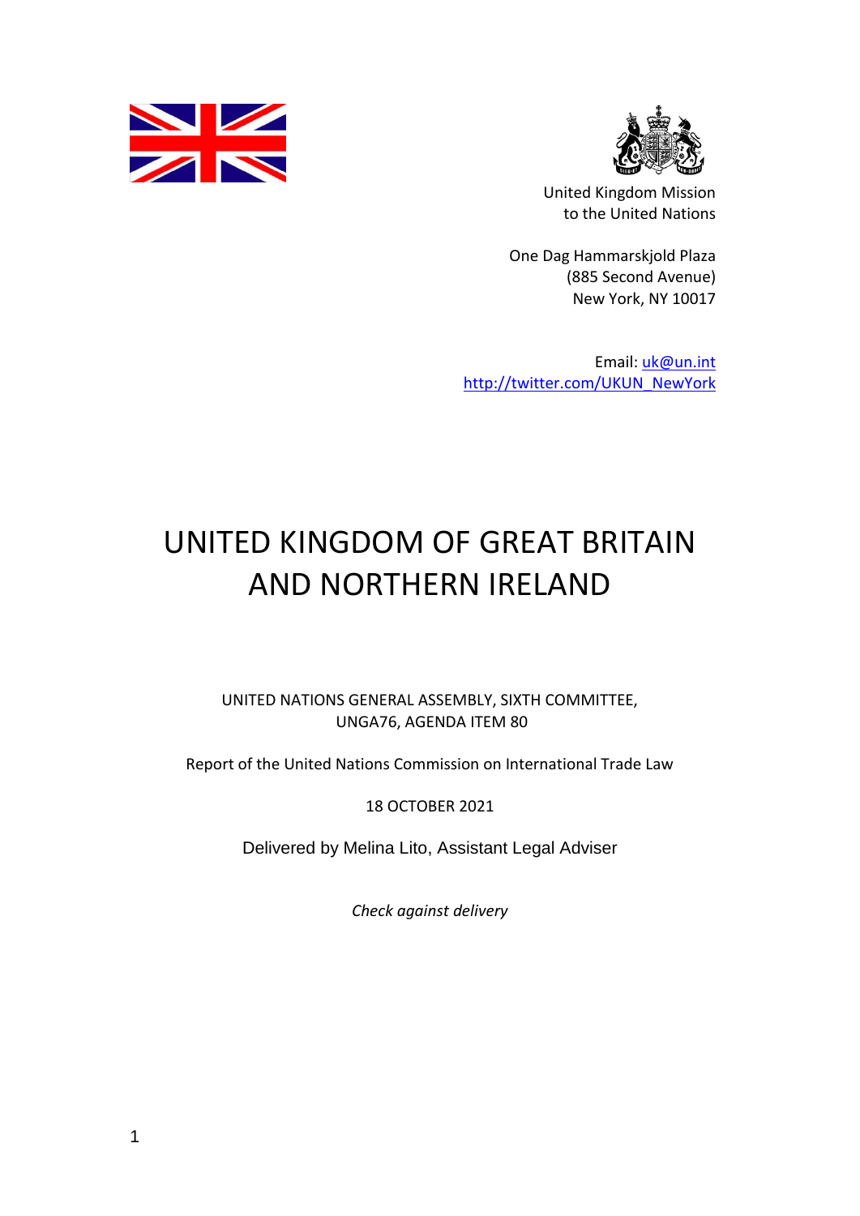United Kingdom Mission
to the United Nations

One Dag Hammarskjold Plaza
(885 Second Avenue)
New York, NY 10017

Email: uk@un.int
http://twitter.com/UKUN_NewYork

# UNITED KINGDOM OF GREAT BRITAIN AND NORTHERN IRELAND

UNITED NATIONS GENERAL ASSEMBLY, SIXTH COMMITTEE,
UNGA76, AGENDA ITEM 80

Report of the United Nations Commission on International Trade Law

18 OCTOBER 2021

Delivered by Melina Lito, Assistant Legal Adviser

*Check against delivery*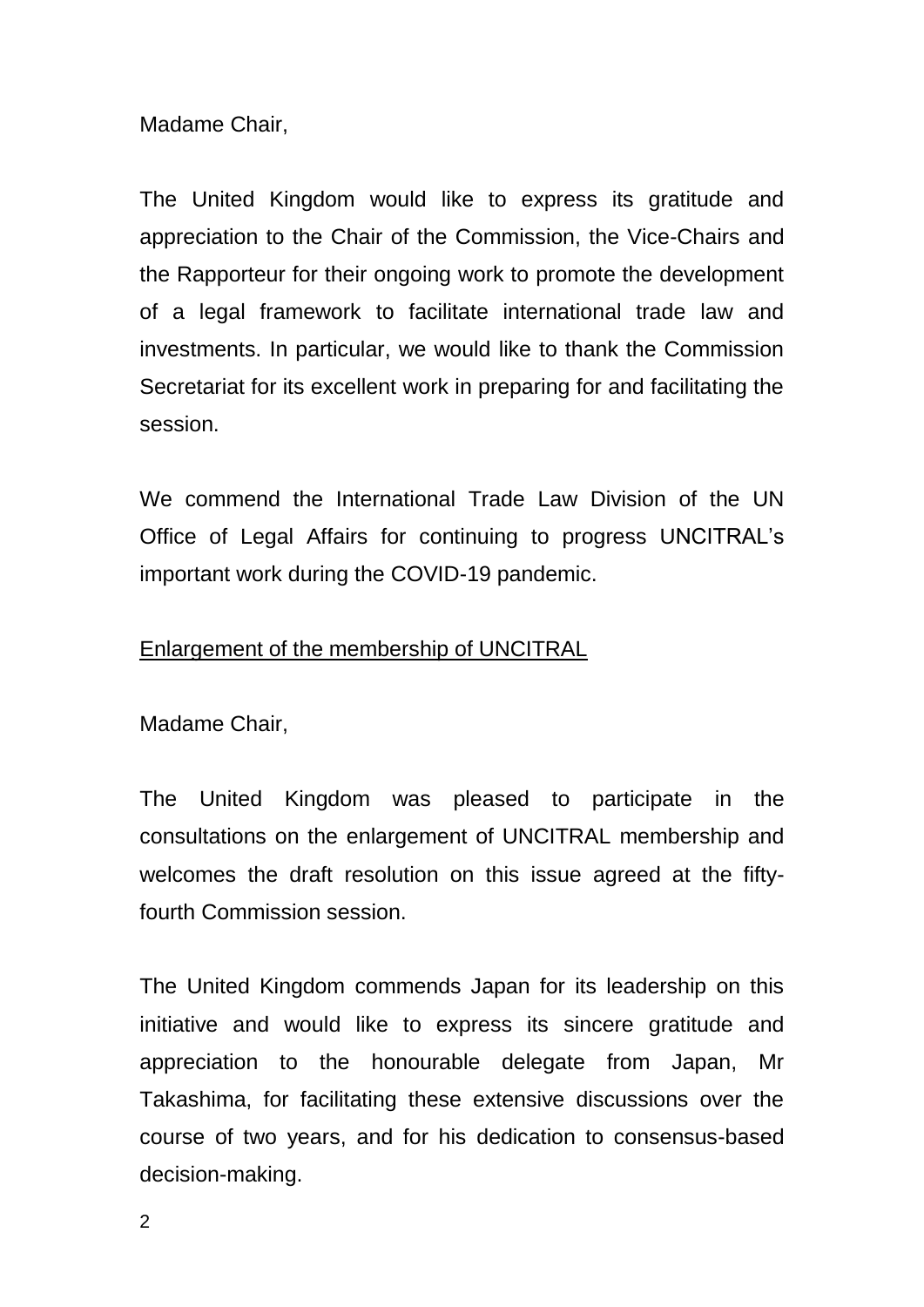Madame Chair,

The United Kingdom would like to express its gratitude and appreciation to the Chair of the Commission, the Vice-Chairs and the Rapporteur for their ongoing work to promote the development of a legal framework to facilitate international trade law and investments. In particular, we would like to thank the Commission Secretariat for its excellent work in preparing for and facilitating the session.

We commend the International Trade Law Division of the UN Office of Legal Affairs for continuing to progress UNCITRAL's important work during the COVID-19 pandemic.

<u>Enlargement of the membership of UNCITRAL</u>

Madame Chair,

The United Kingdom was pleased to participate in the consultations on the enlargement of UNCITRAL membership and welcomes the draft resolution on this issue agreed at the fifty-fourth Commission session.

The United Kingdom commends Japan for its leadership on this initiative and would like to express its sincere gratitude and appreciation to the honourable delegate from Japan, Mr Takashima, for facilitating these extensive discussions over the course of two years, and for his dedication to consensus-based decision-making.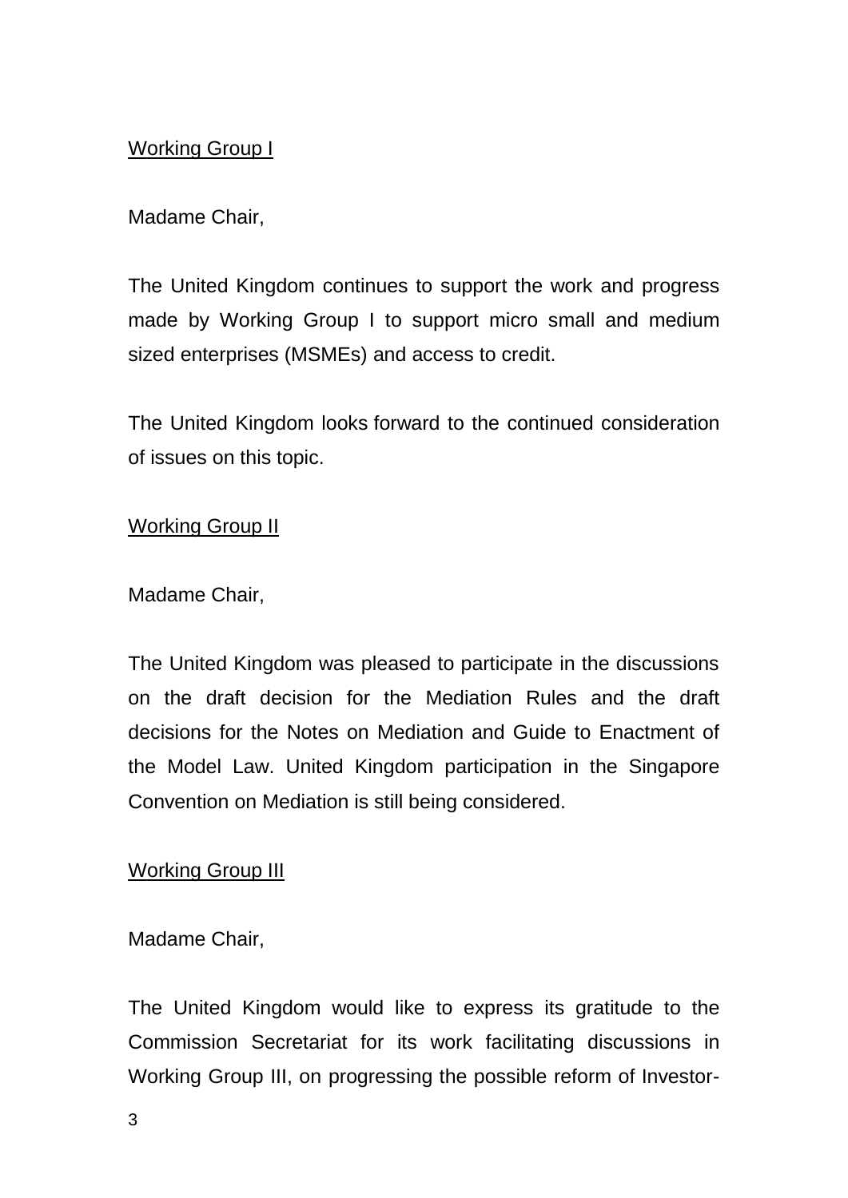<u>Working Group I</u>

Madame Chair,

The United Kingdom continues to support the work and progress made by Working Group I to support micro small and medium sized enterprises (MSMEs) and access to credit.

The United Kingdom looks forward to the continued consideration of issues on this topic.

<u>Working Group II</u>

Madame Chair,

The United Kingdom was pleased to participate in the discussions on the draft decision for the Mediation Rules and the draft decisions for the Notes on Mediation and Guide to Enactment of the Model Law. United Kingdom participation in the Singapore Convention on Mediation is still being considered.

<u>Working Group III</u>

Madame Chair,

The United Kingdom would like to express its gratitude to the Commission Secretariat for its work facilitating discussions in Working Group III, on progressing the possible reform of Investor-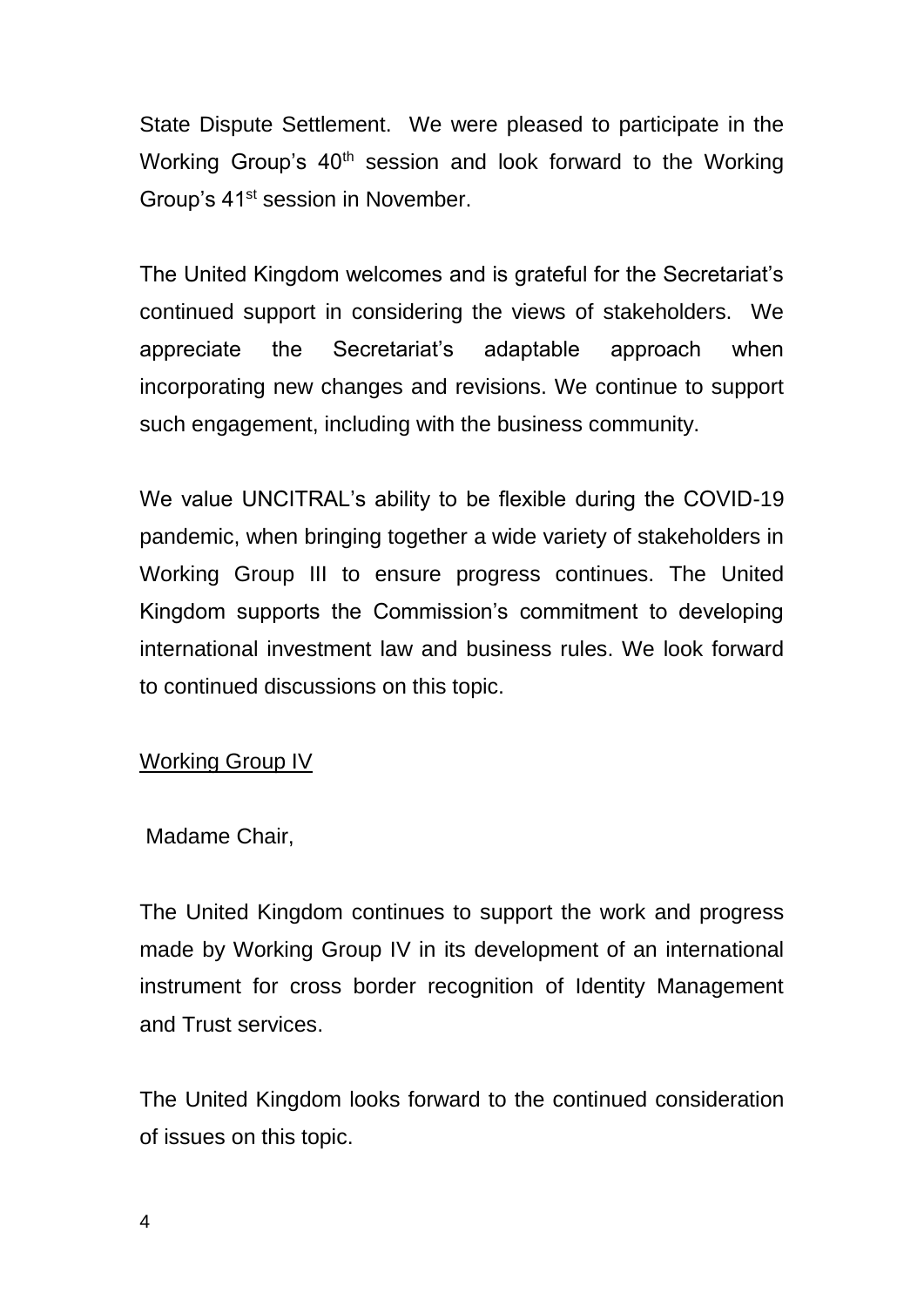State Dispute Settlement. We were pleased to participate in the Working Group's 40th session and look forward to the Working Group's 41st session in November.

The United Kingdom welcomes and is grateful for the Secretariat's continued support in considering the views of stakeholders. We appreciate the Secretariat's adaptable approach when incorporating new changes and revisions. We continue to support such engagement, including with the business community.

We value UNCITRAL's ability to be flexible during the COVID-19 pandemic, when bringing together a wide variety of stakeholders in Working Group III to ensure progress continues. The United Kingdom supports the Commission's commitment to developing international investment law and business rules. We look forward to continued discussions on this topic.

<u>Working Group IV</u>

Madame Chair,

The United Kingdom continues to support the work and progress made by Working Group IV in its development of an international instrument for cross border recognition of Identity Management and Trust services.

The United Kingdom looks forward to the continued consideration of issues on this topic.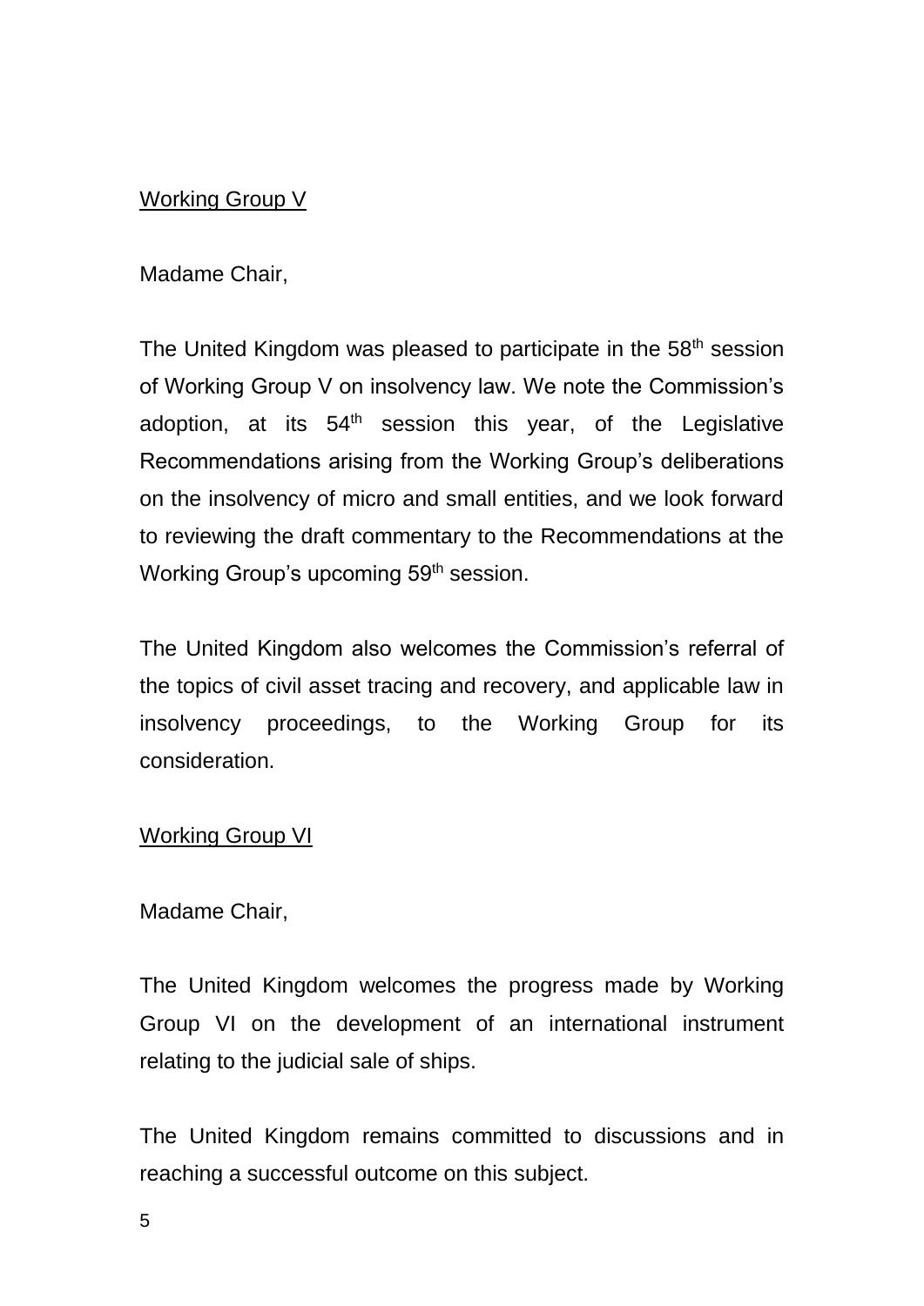Working Group V

Madame Chair,

The United Kingdom was pleased to participate in the 58th session of Working Group V on insolvency law. We note the Commission's adoption, at its 54th session this year, of the Legislative Recommendations arising from the Working Group's deliberations on the insolvency of micro and small entities, and we look forward to reviewing the draft commentary to the Recommendations at the Working Group's upcoming 59th session.

The United Kingdom also welcomes the Commission's referral of the topics of civil asset tracing and recovery, and applicable law in insolvency proceedings, to the Working Group for its consideration.

Working Group VI

Madame Chair,

The United Kingdom welcomes the progress made by Working Group VI on the development of an international instrument relating to the judicial sale of ships.

The United Kingdom remains committed to discussions and in reaching a successful outcome on this subject.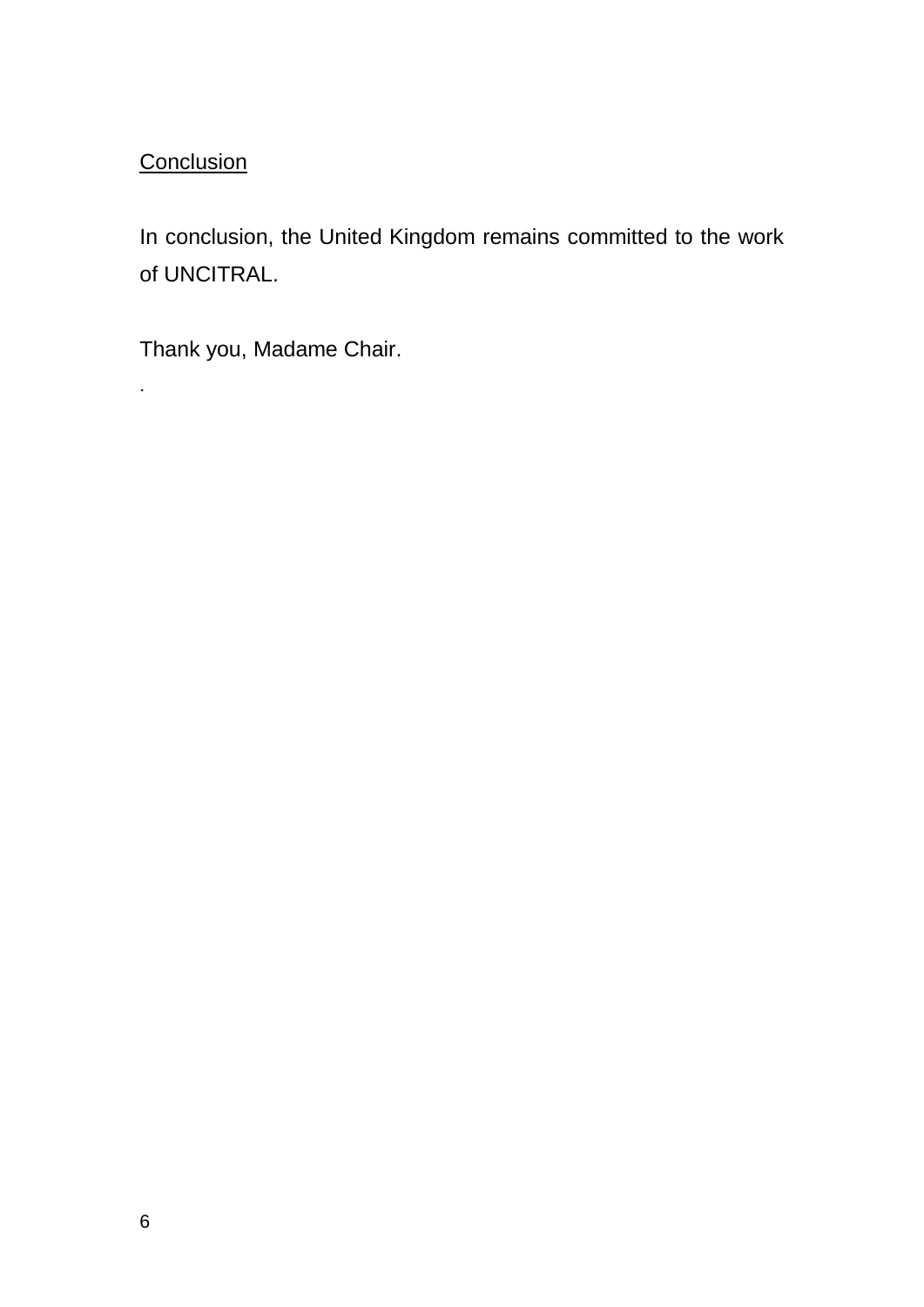<u>Conclusion</u>

In conclusion, the United Kingdom remains committed to the work of UNCITRAL.

Thank you, Madame Chair.

.